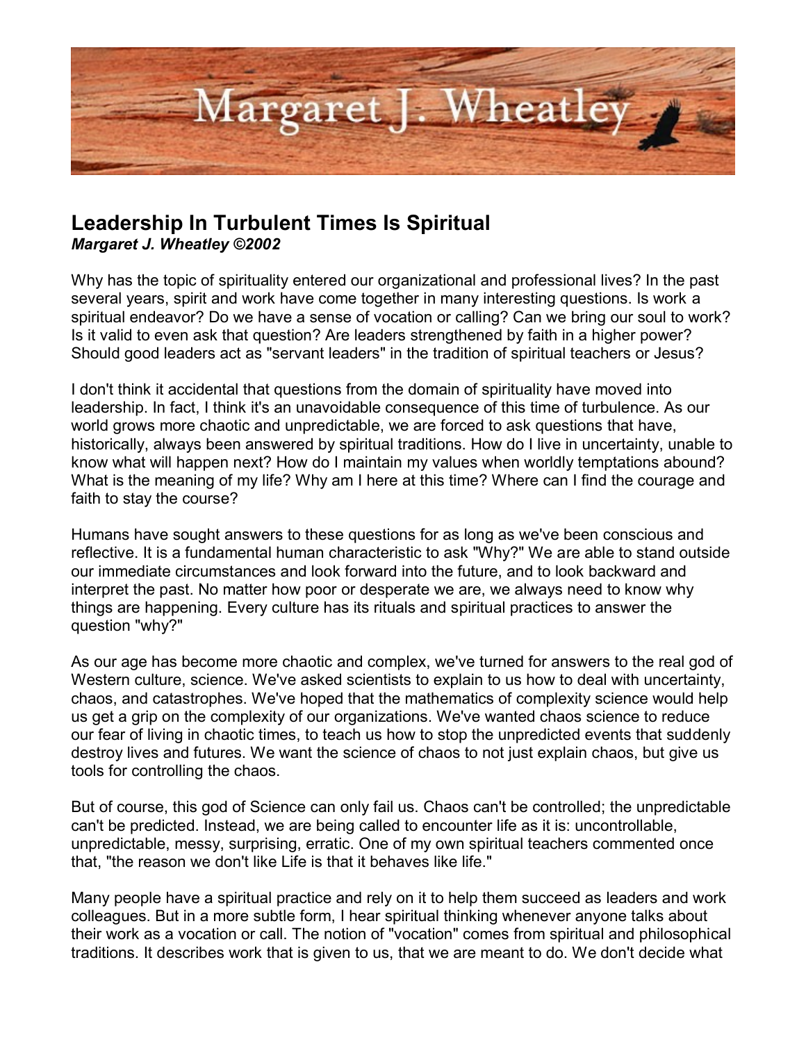# Leadership In Turbulent Times Is Spiritual

***Margaret J. Wheatley ©2002***

Why has the topic of spirituality entered our organizational and professional lives? In the past several years, spirit and work have come together in many interesting questions. Is work a spiritual endeavor? Do we have a sense of vocation or calling? Can we bring our soul to work? Is it valid to even ask that question? Are leaders strengthened by faith in a higher power? Should good leaders act as "servant leaders" in the tradition of spiritual teachers or Jesus?

I don't think it accidental that questions from the domain of spirituality have moved into leadership. In fact, I think it's an unavoidable consequence of this time of turbulence. As our world grows more chaotic and unpredictable, we are forced to ask questions that have, historically, always been answered by spiritual traditions. How do I live in uncertainty, unable to know what will happen next? How do I maintain my values when worldly temptations abound? What is the meaning of my life? Why am I here at this time? Where can I find the courage and faith to stay the course?

Humans have sought answers to these questions for as long as we've been conscious and reflective. It is a fundamental human characteristic to ask "Why?" We are able to stand outside our immediate circumstances and look forward into the future, and to look backward and interpret the past. No matter how poor or desperate we are, we always need to know why things are happening. Every culture has its rituals and spiritual practices to answer the question "why?"

As our age has become more chaotic and complex, we've turned for answers to the real god of Western culture, science. We've asked scientists to explain to us how to deal with uncertainty, chaos, and catastrophes. We've hoped that the mathematics of complexity science would help us get a grip on the complexity of our organizations. We've wanted chaos science to reduce our fear of living in chaotic times, to teach us how to stop the unpredicted events that suddenly destroy lives and futures. We want the science of chaos to not just explain chaos, but give us tools for controlling the chaos.

But of course, this god of Science can only fail us. Chaos can't be controlled; the unpredictable can't be predicted. Instead, we are being called to encounter life as it is: uncontrollable, unpredictable, messy, surprising, erratic. One of my own spiritual teachers commented once that, "the reason we don't like Life is that it behaves like life."

Many people have a spiritual practice and rely on it to help them succeed as leaders and work colleagues. But in a more subtle form, I hear spiritual thinking whenever anyone talks about their work as a vocation or call. The notion of "vocation" comes from spiritual and philosophical traditions. It describes work that is given to us, that we are meant to do. We don't decide what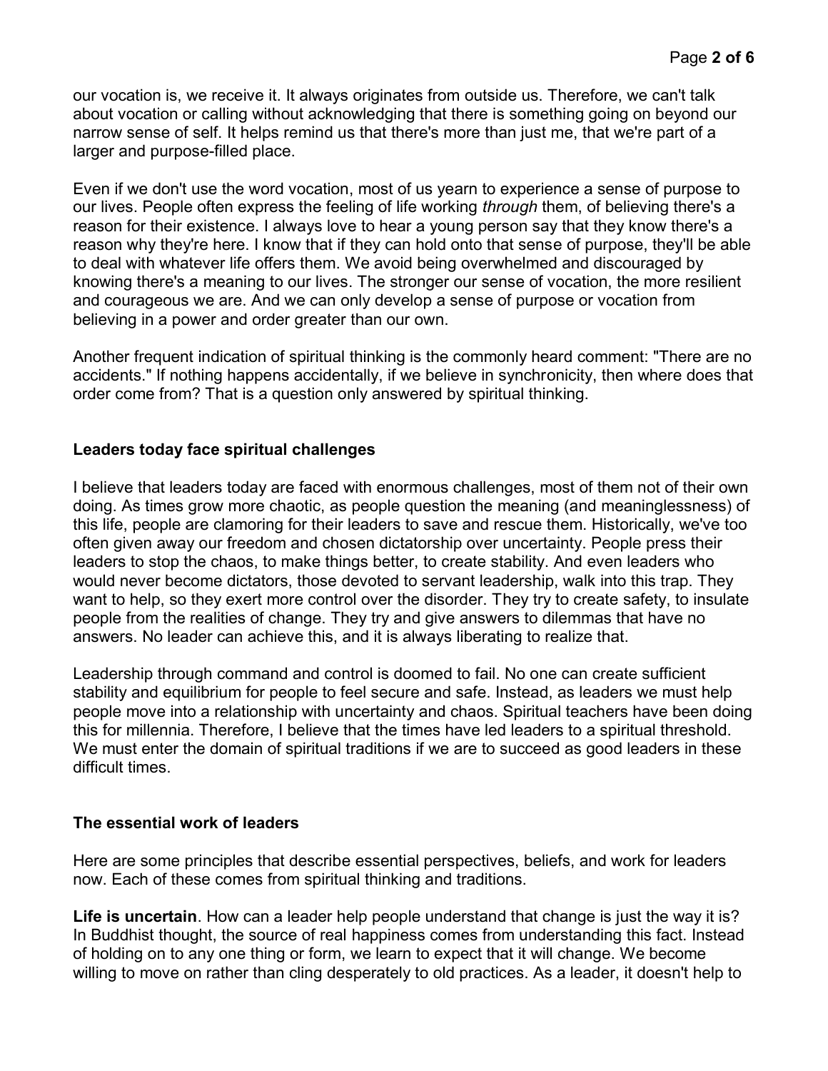our vocation is, we receive it. It always originates from outside us. Therefore, we can't talk about vocation or calling without acknowledging that there is something going on beyond our narrow sense of self. It helps remind us that there's more than just me, that we're part of a larger and purpose-filled place.

Even if we don't use the word vocation, most of us yearn to experience a sense of purpose to our lives. People often express the feeling of life working *through* them, of believing there's a reason for their existence. I always love to hear a young person say that they know there's a reason why they're here. I know that if they can hold onto that sense of purpose, they'll be able to deal with whatever life offers them. We avoid being overwhelmed and discouraged by knowing there's a meaning to our lives. The stronger our sense of vocation, the more resilient and courageous we are. And we can only develop a sense of purpose or vocation from believing in a power and order greater than our own.

Another frequent indication of spiritual thinking is the commonly heard comment: "There are no accidents." If nothing happens accidentally, if we believe in synchronicity, then where does that order come from? That is a question only answered by spiritual thinking.

## Leaders today face spiritual challenges

I believe that leaders today are faced with enormous challenges, most of them not of their own doing. As times grow more chaotic, as people question the meaning (and meaninglessness) of this life, people are clamoring for their leaders to save and rescue them. Historically, we've too often given away our freedom and chosen dictatorship over uncertainty. People press their leaders to stop the chaos, to make things better, to create stability. And even leaders who would never become dictators, those devoted to servant leadership, walk into this trap. They want to help, so they exert more control over the disorder. They try to create safety, to insulate people from the realities of change. They try and give answers to dilemmas that have no answers. No leader can achieve this, and it is always liberating to realize that.

Leadership through command and control is doomed to fail. No one can create sufficient stability and equilibrium for people to feel secure and safe. Instead, as leaders we must help people move into a relationship with uncertainty and chaos. Spiritual teachers have been doing this for millennia. Therefore, I believe that the times have led leaders to a spiritual threshold. We must enter the domain of spiritual traditions if we are to succeed as good leaders in these difficult times.

## The essential work of leaders

Here are some principles that describe essential perspectives, beliefs, and work for leaders now. Each of these comes from spiritual thinking and traditions.

**Life is uncertain**. How can a leader help people understand that change is just the way it is? In Buddhist thought, the source of real happiness comes from understanding this fact. Instead of holding on to any one thing or form, we learn to expect that it will change. We become willing to move on rather than cling desperately to old practices. As a leader, it doesn't help to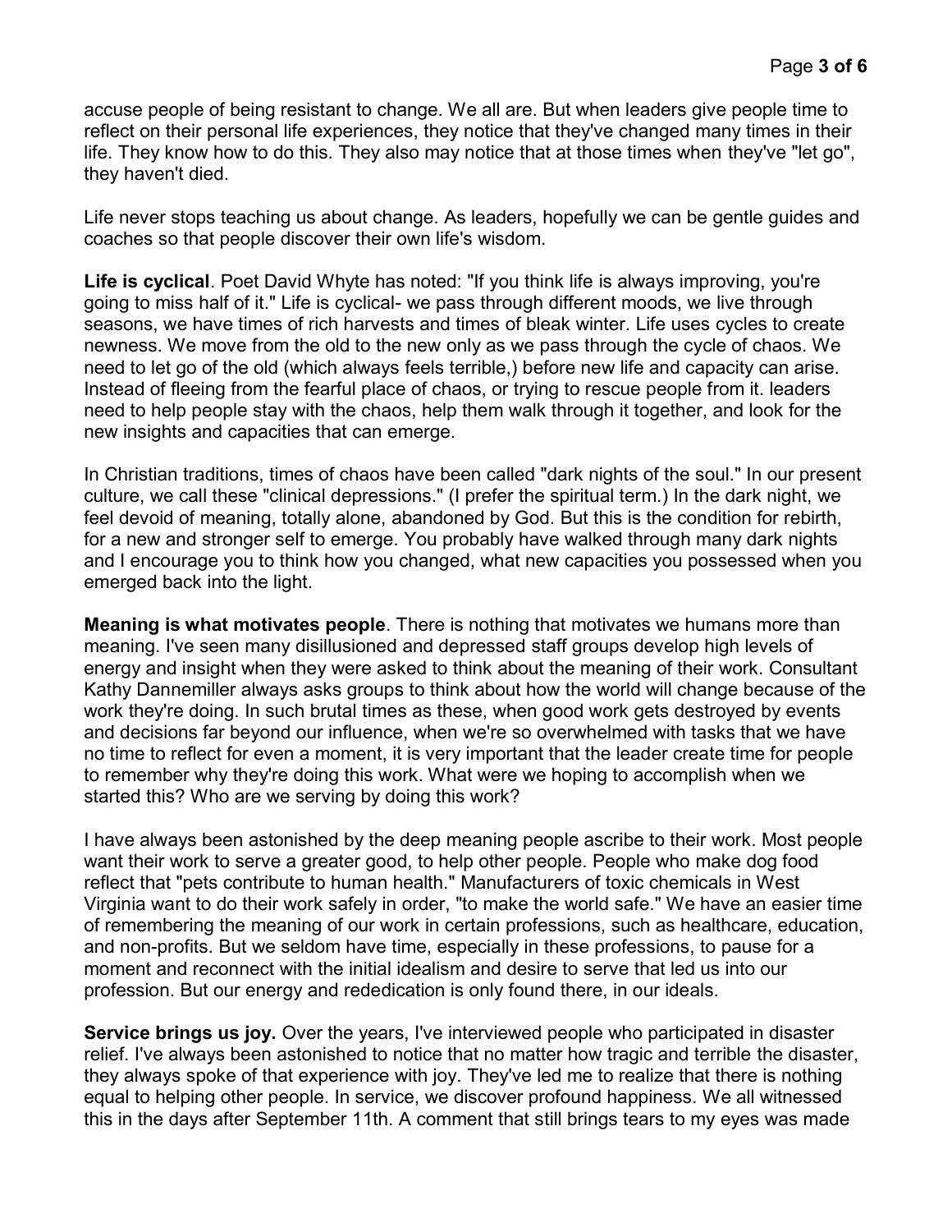accuse people of being resistant to change. We all are. But when leaders give people time to reflect on their personal life experiences, they notice that they've changed many times in their life. They know how to do this. They also may notice that at those times when they've "let go", they haven't died.

Life never stops teaching us about change. As leaders, hopefully we can be gentle guides and coaches so that people discover their own life's wisdom.

**Life is cyclical**. Poet David Whyte has noted: "If you think life is always improving, you're going to miss half of it." Life is cyclical- we pass through different moods, we live through seasons, we have times of rich harvests and times of bleak winter. Life uses cycles to create newness. We move from the old to the new only as we pass through the cycle of chaos. We need to let go of the old (which always feels terrible,) before new life and capacity can arise. Instead of fleeing from the fearful place of chaos, or trying to rescue people from it. leaders need to help people stay with the chaos, help them walk through it together, and look for the new insights and capacities that can emerge.

In Christian traditions, times of chaos have been called "dark nights of the soul." In our present culture, we call these "clinical depressions." (I prefer the spiritual term.) In the dark night, we feel devoid of meaning, totally alone, abandoned by God. But this is the condition for rebirth, for a new and stronger self to emerge. You probably have walked through many dark nights and I encourage you to think how you changed, what new capacities you possessed when you emerged back into the light.

**Meaning is what motivates people**. There is nothing that motivates we humans more than meaning. I've seen many disillusioned and depressed staff groups develop high levels of energy and insight when they were asked to think about the meaning of their work. Consultant Kathy Dannemiller always asks groups to think about how the world will change because of the work they're doing. In such brutal times as these, when good work gets destroyed by events and decisions far beyond our influence, when we're so overwhelmed with tasks that we have no time to reflect for even a moment, it is very important that the leader create time for people to remember why they're doing this work. What were we hoping to accomplish when we started this? Who are we serving by doing this work?

I have always been astonished by the deep meaning people ascribe to their work. Most people want their work to serve a greater good, to help other people. People who make dog food reflect that "pets contribute to human health." Manufacturers of toxic chemicals in West Virginia want to do their work safely in order, "to make the world safe." We have an easier time of remembering the meaning of our work in certain professions, such as healthcare, education, and non-profits. But we seldom have time, especially in these professions, to pause for a moment and reconnect with the initial idealism and desire to serve that led us into our profession. But our energy and rededication is only found there, in our ideals.

**Service brings us joy.** Over the years, I've interviewed people who participated in disaster relief. I've always been astonished to notice that no matter how tragic and terrible the disaster, they always spoke of that experience with joy. They've led me to realize that there is nothing equal to helping other people. In service, we discover profound happiness. We all witnessed this in the days after September 11th. A comment that still brings tears to my eyes was made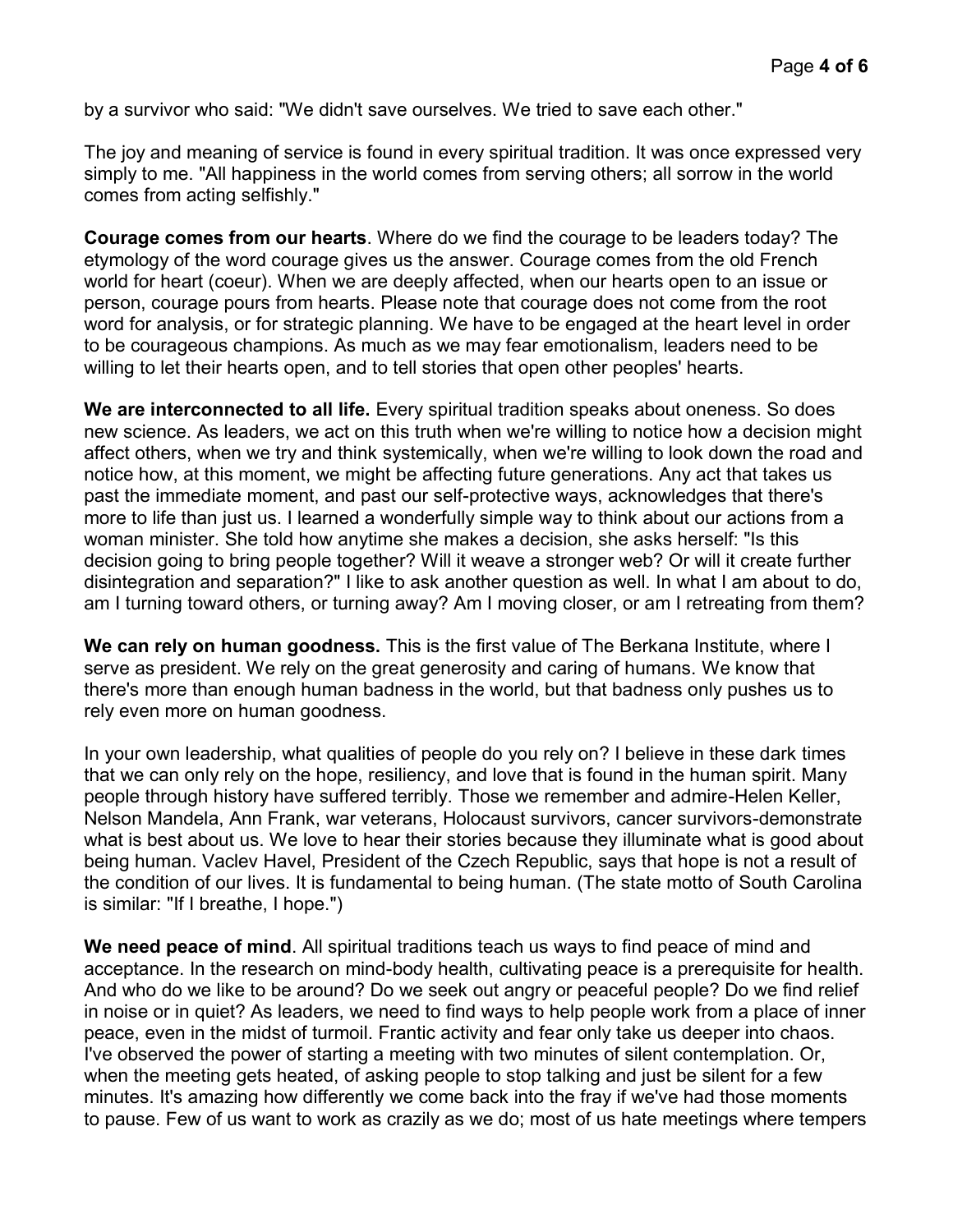by a survivor who said: "We didn't save ourselves. We tried to save each other."

The joy and meaning of service is found in every spiritual tradition. It was once expressed very simply to me. "All happiness in the world comes from serving others; all sorrow in the world comes from acting selfishly."

**Courage comes from our hearts**. Where do we find the courage to be leaders today? The etymology of the word courage gives us the answer. Courage comes from the old French world for heart (coeur). When we are deeply affected, when our hearts open to an issue or person, courage pours from hearts. Please note that courage does not come from the root word for analysis, or for strategic planning. We have to be engaged at the heart level in order to be courageous champions. As much as we may fear emotionalism, leaders need to be willing to let their hearts open, and to tell stories that open other peoples' hearts.

**We are interconnected to all life.** Every spiritual tradition speaks about oneness. So does new science. As leaders, we act on this truth when we're willing to notice how a decision might affect others, when we try and think systemically, when we're willing to look down the road and notice how, at this moment, we might be affecting future generations. Any act that takes us past the immediate moment, and past our self-protective ways, acknowledges that there's more to life than just us. I learned a wonderfully simple way to think about our actions from a woman minister. She told how anytime she makes a decision, she asks herself: "Is this decision going to bring people together? Will it weave a stronger web? Or will it create further disintegration and separation?" I like to ask another question as well. In what I am about to do, am I turning toward others, or turning away? Am I moving closer, or am I retreating from them?

**We can rely on human goodness.** This is the first value of The Berkana Institute, where I serve as president. We rely on the great generosity and caring of humans. We know that there's more than enough human badness in the world, but that badness only pushes us to rely even more on human goodness.

In your own leadership, what qualities of people do you rely on? I believe in these dark times that we can only rely on the hope, resiliency, and love that is found in the human spirit. Many people through history have suffered terribly. Those we remember and admire-Helen Keller, Nelson Mandela, Ann Frank, war veterans, Holocaust survivors, cancer survivors-demonstrate what is best about us. We love to hear their stories because they illuminate what is good about being human. Vaclev Havel, President of the Czech Republic, says that hope is not a result of the condition of our lives. It is fundamental to being human. (The state motto of South Carolina is similar: "If I breathe, I hope.")

**We need peace of mind**. All spiritual traditions teach us ways to find peace of mind and acceptance. In the research on mind-body health, cultivating peace is a prerequisite for health. And who do we like to be around? Do we seek out angry or peaceful people? Do we find relief in noise or in quiet? As leaders, we need to find ways to help people work from a place of inner peace, even in the midst of turmoil. Frantic activity and fear only take us deeper into chaos. I've observed the power of starting a meeting with two minutes of silent contemplation. Or, when the meeting gets heated, of asking people to stop talking and just be silent for a few minutes. It's amazing how differently we come back into the fray if we've had those moments to pause. Few of us want to work as crazily as we do; most of us hate meetings where tempers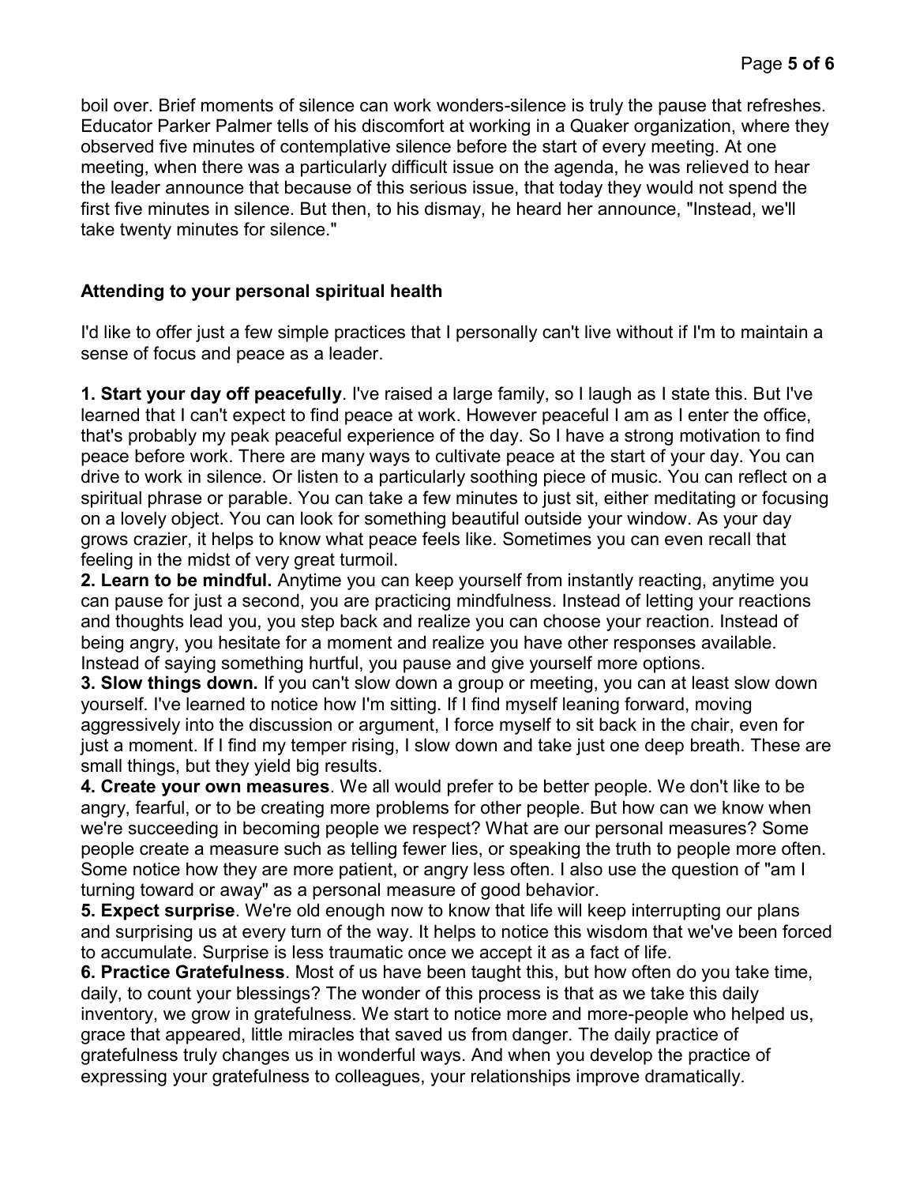boil over. Brief moments of silence can work wonders-silence is truly the pause that refreshes. Educator Parker Palmer tells of his discomfort at working in a Quaker organization, where they observed five minutes of contemplative silence before the start of every meeting. At one meeting, when there was a particularly difficult issue on the agenda, he was relieved to hear the leader announce that because of this serious issue, that today they would not spend the first five minutes in silence. But then, to his dismay, he heard her announce, "Instead, we'll take twenty minutes for silence."

## Attending to your personal spiritual health

I'd like to offer just a few simple practices that I personally can't live without if I'm to maintain a sense of focus and peace as a leader.

**1. Start your day off peacefully**. I've raised a large family, so I laugh as I state this. But I've learned that I can't expect to find peace at work. However peaceful I am as I enter the office, that's probably my peak peaceful experience of the day. So I have a strong motivation to find peace before work. There are many ways to cultivate peace at the start of your day. You can drive to work in silence. Or listen to a particularly soothing piece of music. You can reflect on a spiritual phrase or parable. You can take a few minutes to just sit, either meditating or focusing on a lovely object. You can look for something beautiful outside your window. As your day grows crazier, it helps to know what peace feels like. Sometimes you can even recall that feeling in the midst of very great turmoil.

**2. Learn to be mindful.** Anytime you can keep yourself from instantly reacting, anytime you can pause for just a second, you are practicing mindfulness. Instead of letting your reactions and thoughts lead you, you step back and realize you can choose your reaction. Instead of being angry, you hesitate for a moment and realize you have other responses available. Instead of saying something hurtful, you pause and give yourself more options.

**3. Slow things down.** If you can't slow down a group or meeting, you can at least slow down yourself. I've learned to notice how I'm sitting. If I find myself leaning forward, moving aggressively into the discussion or argument, I force myself to sit back in the chair, even for just a moment. If I find my temper rising, I slow down and take just one deep breath. These are small things, but they yield big results.

**4. Create your own measures**. We all would prefer to be better people. We don't like to be angry, fearful, or to be creating more problems for other people. But how can we know when we're succeeding in becoming people we respect? What are our personal measures? Some people create a measure such as telling fewer lies, or speaking the truth to people more often. Some notice how they are more patient, or angry less often. I also use the question of "am I turning toward or away" as a personal measure of good behavior.

**5. Expect surprise**. We're old enough now to know that life will keep interrupting our plans and surprising us at every turn of the way. It helps to notice this wisdom that we've been forced to accumulate. Surprise is less traumatic once we accept it as a fact of life.

**6. Practice Gratefulness**. Most of us have been taught this, but how often do you take time, daily, to count your blessings? The wonder of this process is that as we take this daily inventory, we grow in gratefulness. We start to notice more and more-people who helped us, grace that appeared, little miracles that saved us from danger. The daily practice of gratefulness truly changes us in wonderful ways. And when you develop the practice of expressing your gratefulness to colleagues, your relationships improve dramatically.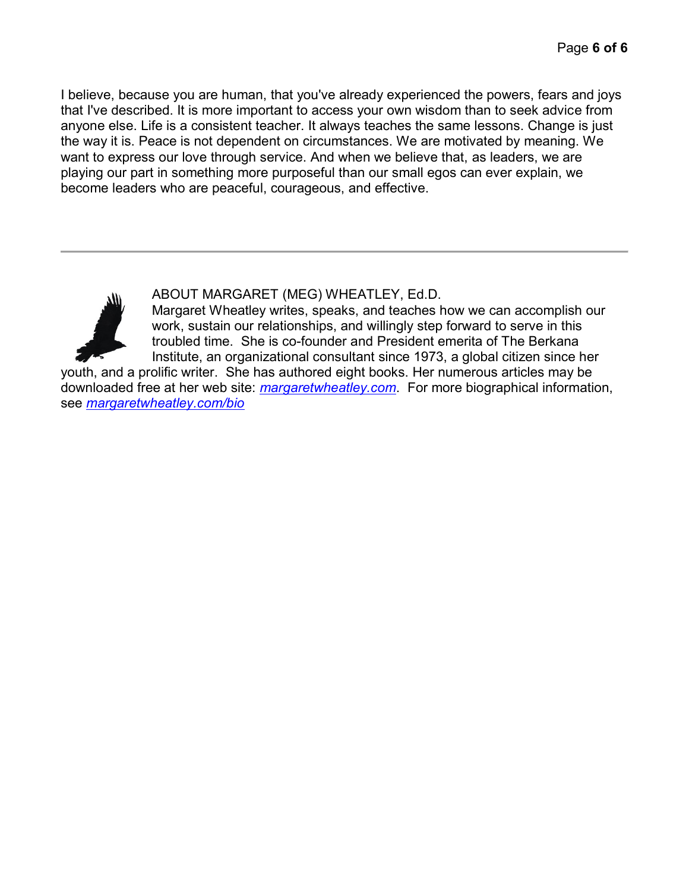I believe, because you are human, that you've already experienced the powers, fears and joys that I've described. It is more important to access your own wisdom than to seek advice from anyone else. Life is a consistent teacher. It always teaches the same lessons. Change is just the way it is. Peace is not dependent on circumstances. We are motivated by meaning. We want to express our love through service. And when we believe that, as leaders, we are playing our part in something more purposeful than our small egos can ever explain, we become leaders who are peaceful, courageous, and effective.

---

ABOUT MARGARET (MEG) WHEATLEY, Ed.D.

Margaret Wheatley writes, speaks, and teaches how we can accomplish our work, sustain our relationships, and willingly step forward to serve in this troubled time. She is co-founder and President emerita of The Berkana Institute, an organizational consultant since 1973, a global citizen since her youth, and a prolific writer. She has authored eight books. Her numerous articles may be downloaded free at her web site: *[margaretwheatley.com](http://margaretwheatley.com)*. For more biographical information, see *[margaretwheatley.com/bio](http://margaretwheatley.com/bio)*